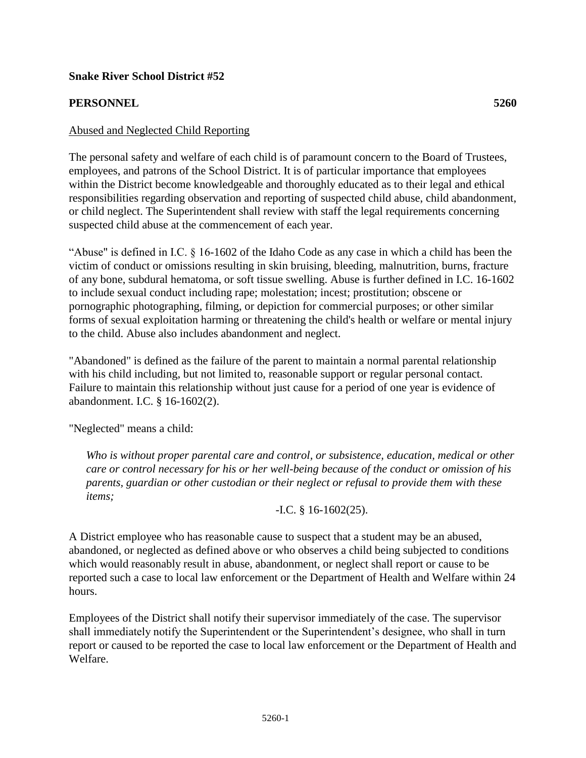**Snake River School District #52**

**PERSONNEL 5260**

Abused and Neglected Child Reporting

The personal safety and welfare of each child is of paramount concern to the Board of Trustees, employees, and patrons of the School District. It is of particular importance that employees within the District become knowledgeable and thoroughly educated as to their legal and ethical responsibilities regarding observation and reporting of suspected child abuse, child abandonment, or child neglect. The Superintendent shall review with staff the legal requirements concerning suspected child abuse at the commencement of each year.

"Abuse" is defined in I.C. § 16-1602 of the Idaho Code as any case in which a child has been the victim of conduct or omissions resulting in skin bruising, bleeding, malnutrition, burns, fracture of any bone, subdural hematoma, or soft tissue swelling. Abuse is further defined in I.C. 16-1602 to include sexual conduct including rape; molestation; incest; prostitution; obscene or pornographic photographing, filming, or depiction for commercial purposes; or other similar forms of sexual exploitation harming or threatening the child's health or welfare or mental injury to the child. Abuse also includes abandonment and neglect.

"Abandoned" is defined as the failure of the parent to maintain a normal parental relationship with his child including, but not limited to, reasonable support or regular personal contact. Failure to maintain this relationship without just cause for a period of one year is evidence of abandonment. I.C. § 16-1602(2).

"Neglected" means a child:

> *Who is without proper parental care and control, or subsistence, education, medical or other care or control necessary for his or her well-being because of the conduct or omission of his parents, guardian or other custodian or their neglect or refusal to provide them with these items;*
>
> -I.C. § 16-1602(25).

A District employee who has reasonable cause to suspect that a student may be an abused, abandoned, or neglected as defined above or who observes a child being subjected to conditions which would reasonably result in abuse, abandonment, or neglect shall report or cause to be reported such a case to local law enforcement or the Department of Health and Welfare within 24 hours.

Employees of the District shall notify their supervisor immediately of the case. The supervisor shall immediately notify the Superintendent or the Superintendent's designee, who shall in turn report or caused to be reported the case to local law enforcement or the Department of Health and Welfare.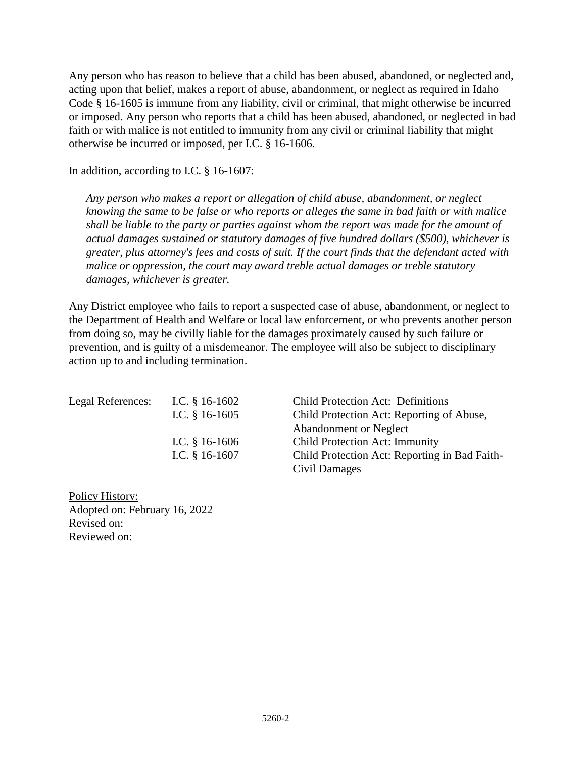Any person who has reason to believe that a child has been abused, abandoned, or neglected and, acting upon that belief, makes a report of abuse, abandonment, or neglect as required in Idaho Code § 16-1605 is immune from any liability, civil or criminal, that might otherwise be incurred or imposed. Any person who reports that a child has been abused, abandoned, or neglected in bad faith or with malice is not entitled to immunity from any civil or criminal liability that might otherwise be incurred or imposed, per I.C. § 16-1606.

In addition, according to I.C. § 16-1607:

> *Any person who makes a report or allegation of child abuse, abandonment, or neglect knowing the same to be false or who reports or alleges the same in bad faith or with malice shall be liable to the party or parties against whom the report was made for the amount of actual damages sustained or statutory damages of five hundred dollars ($500), whichever is greater, plus attorney's fees and costs of suit. If the court finds that the defendant acted with malice or oppression, the court may award treble actual damages or treble statutory damages, whichever is greater.*

Any District employee who fails to report a suspected case of abuse, abandonment, or neglect to the Department of Health and Welfare or local law enforcement, or who prevents another person from doing so, may be civilly liable for the damages proximately caused by such failure or prevention, and is guilty of a misdemeanor. The employee will also be subject to disciplinary action up to and including termination.

| | | |
|---|---|---|
| Legal References: | I.C. § 16-1602 | Child Protection Act: Definitions |
| | I.C. § 16-1605 | Child Protection Act: Reporting of Abuse, Abandonment or Neglect |
| | I.C. § 16-1606 | Child Protection Act: Immunity |
| | I.C. § 16-1607 | Child Protection Act: Reporting in Bad Faith-Civil Damages |

<u>Policy History:</u>
Adopted on: February 16, 2022
Revised on:
Reviewed on: